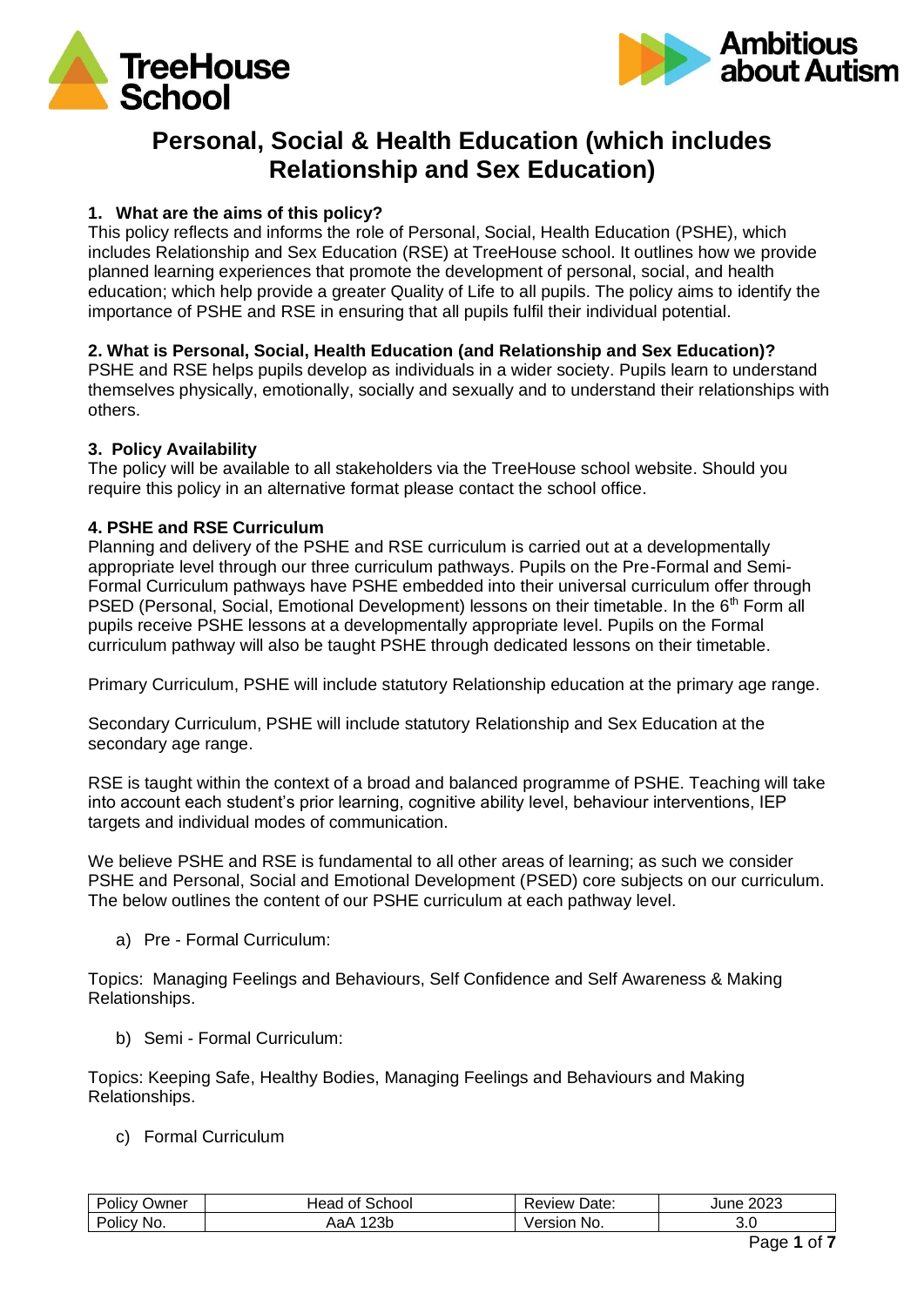TreeHouse School

Ambitious about Autism

# Personal, Social & Health Education (which includes Relationship and Sex Education)

### 1. What are the aims of this policy?

This policy reflects and informs the role of Personal, Social, Health Education (PSHE), which includes Relationship and Sex Education (RSE) at TreeHouse school. It outlines how we provide planned learning experiences that promote the development of personal, social, and health education; which help provide a greater Quality of Life to all pupils. The policy aims to identify the importance of PSHE and RSE in ensuring that all pupils fulfil their individual potential.

### 2. What is Personal, Social, Health Education (and Relationship and Sex Education)?

PSHE and RSE helps pupils develop as individuals in a wider society. Pupils learn to understand themselves physically, emotionally, socially and sexually and to understand their relationships with others.

### 3. Policy Availability

The policy will be available to all stakeholders via the TreeHouse school website. Should you require this policy in an alternative format please contact the school office.

### 4. PSHE and RSE Curriculum

Planning and delivery of the PSHE and RSE curriculum is carried out at a developmentally appropriate level through our three curriculum pathways. Pupils on the Pre-Formal and Semi-Formal Curriculum pathways have PSHE embedded into their universal curriculum offer through PSED (Personal, Social, Emotional Development) lessons on their timetable. In the 6th Form all pupils receive PSHE lessons at a developmentally appropriate level. Pupils on the Formal curriculum pathway will also be taught PSHE through dedicated lessons on their timetable.

Primary Curriculum, PSHE will include statutory Relationship education at the primary age range.

Secondary Curriculum, PSHE will include statutory Relationship and Sex Education at the secondary age range.

RSE is taught within the context of a broad and balanced programme of PSHE. Teaching will take into account each student's prior learning, cognitive ability level, behaviour interventions, IEP targets and individual modes of communication.

We believe PSHE and RSE is fundamental to all other areas of learning; as such we consider PSHE and Personal, Social and Emotional Development (PSED) core subjects on our curriculum. The below outlines the content of our PSHE curriculum at each pathway level.

a) Pre - Formal Curriculum:

Topics: Managing Feelings and Behaviours, Self Confidence and Self Awareness & Making Relationships.

b) Semi - Formal Curriculum:

Topics: Keeping Safe, Healthy Bodies, Managing Feelings and Behaviours and Making Relationships.

c) Formal Curriculum

| Policy Owner | Head of School | Review Date: | June 2023 |
|---|---|---|---|
| Policy No. | AaA 123b | Version No. | 3.0 |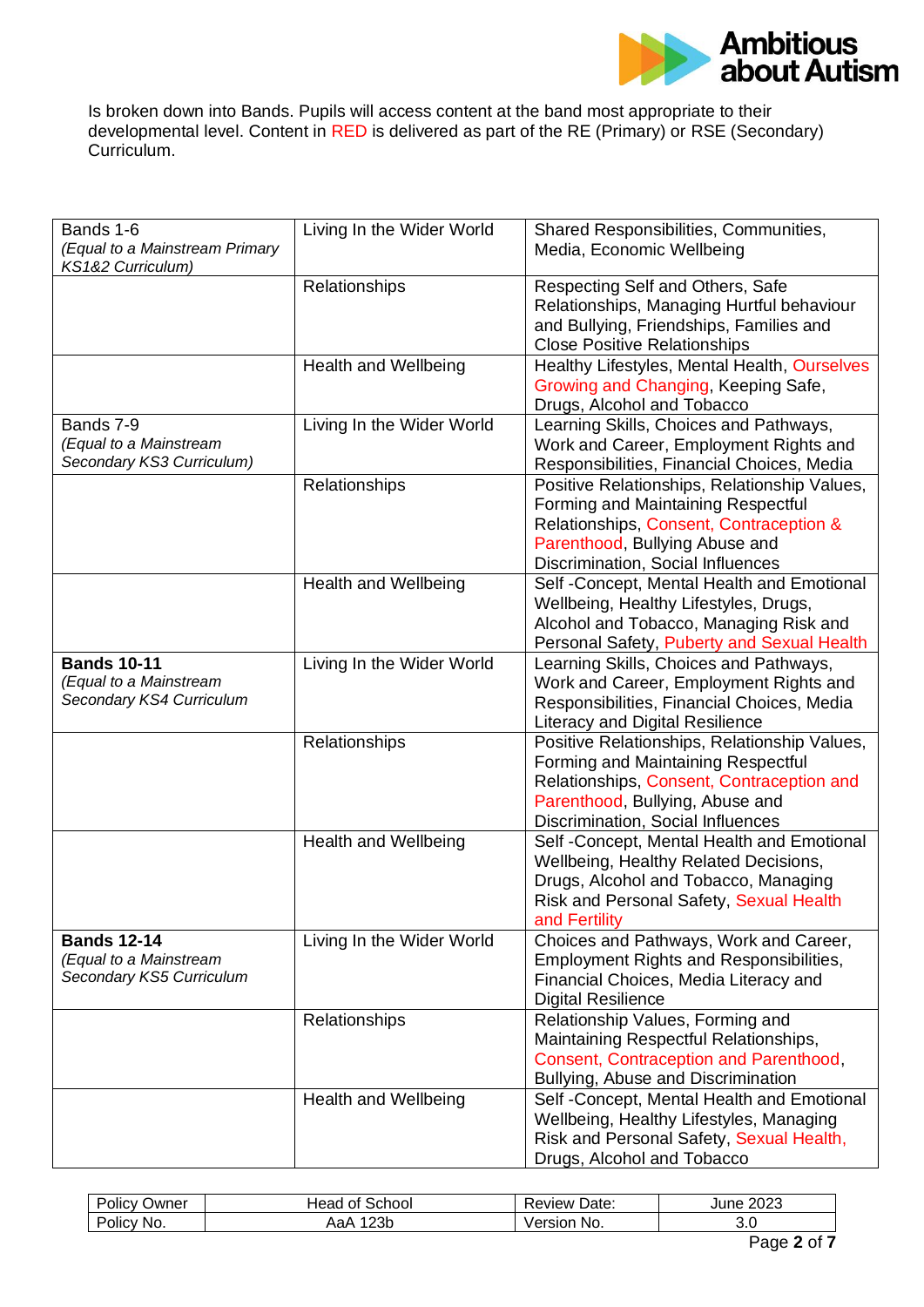Is broken down into Bands. Pupils will access content at the band most appropriate to their developmental level. Content in RED is delivered as part of the RE (Primary) or RSE (Secondary) Curriculum.

| | | |
|---|---|---|
| Bands 1-6 *(Equal to a Mainstream Primary KS1&2 Curriculum)* | Living In the Wider World | Shared Responsibilities, Communities, Media, Economic Wellbeing |
| | Relationships | Respecting Self and Others, Safe Relationships, Managing Hurtful behaviour and Bullying, Friendships, Families and Close Positive Relationships |
| | Health and Wellbeing | Healthy Lifestyles, Mental Health, Ourselves Growing and Changing, Keeping Safe, Drugs, Alcohol and Tobacco |
| Bands 7-9 *(Equal to a Mainstream Secondary KS3 Curriculum)* | Living In the Wider World | Learning Skills, Choices and Pathways, Work and Career, Employment Rights and Responsibilities, Financial Choices, Media |
| | Relationships | Positive Relationships, Relationship Values, Forming and Maintaining Respectful Relationships, Consent, Contraception & Parenthood, Bullying Abuse and Discrimination, Social Influences |
| | Health and Wellbeing | Self -Concept, Mental Health and Emotional Wellbeing, Healthy Lifestyles, Drugs, Alcohol and Tobacco, Managing Risk and Personal Safety, Puberty and Sexual Health |
| **Bands 10-11** *(Equal to a Mainstream Secondary KS4 Curriculum* | Living In the Wider World | Learning Skills, Choices and Pathways, Work and Career, Employment Rights and Responsibilities, Financial Choices, Media Literacy and Digital Resilience |
| | Relationships | Positive Relationships, Relationship Values, Forming and Maintaining Respectful Relationships, Consent, Contraception and Parenthood, Bullying, Abuse and Discrimination, Social Influences |
| | Health and Wellbeing | Self -Concept, Mental Health and Emotional Wellbeing, Healthy Related Decisions, Drugs, Alcohol and Tobacco, Managing Risk and Personal Safety, Sexual Health and Fertility |
| **Bands 12-14** *(Equal to a Mainstream Secondary KS5 Curriculum* | Living In the Wider World | Choices and Pathways, Work and Career, Employment Rights and Responsibilities, Financial Choices, Media Literacy and Digital Resilience |
| | Relationships | Relationship Values, Forming and Maintaining Respectful Relationships, Consent, Contraception and Parenthood, Bullying, Abuse and Discrimination |
| | Health and Wellbeing | Self -Concept, Mental Health and Emotional Wellbeing, Healthy Lifestyles, Managing Risk and Personal Safety, Sexual Health, Drugs, Alcohol and Tobacco |

| Policy Owner | Head of School | Review Date: | June 2023 |
|---|---|---|---|
| Policy No. | AaA 123b | Version No. | 3.0 |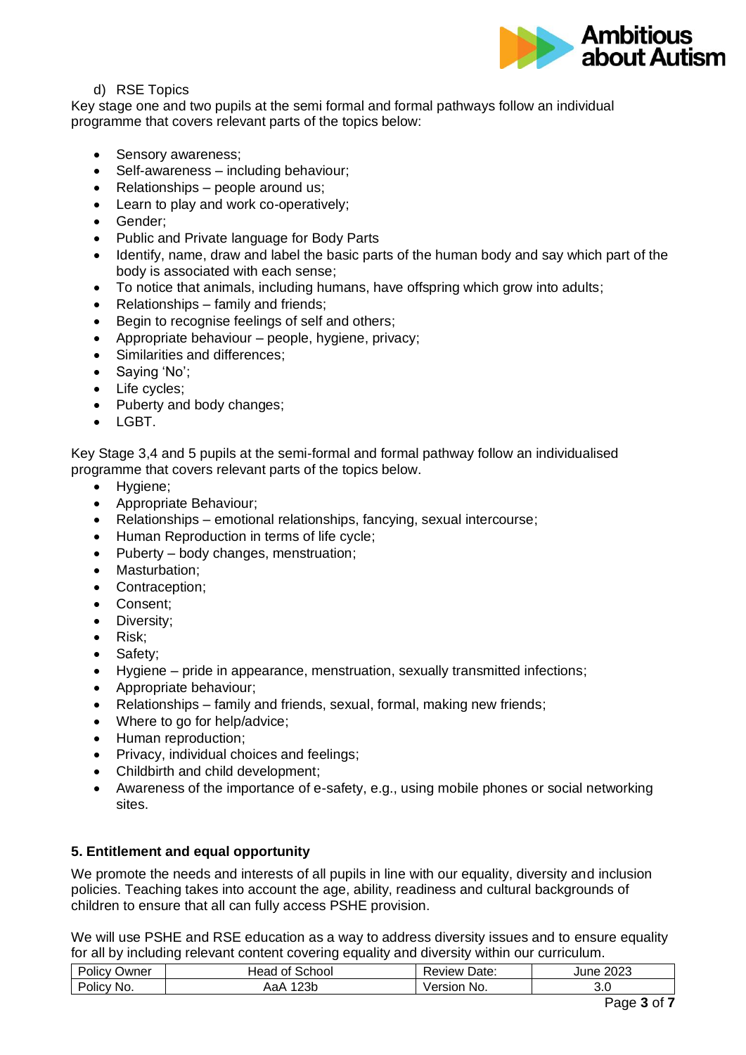d) RSE Topics

Key stage one and two pupils at the semi formal and formal pathways follow an individual programme that covers relevant parts of the topics below:

- Sensory awareness;
- Self-awareness – including behaviour;
- Relationships – people around us;
- Learn to play and work co-operatively;
- Gender;
- Public and Private language for Body Parts
- Identify, name, draw and label the basic parts of the human body and say which part of the body is associated with each sense;
- To notice that animals, including humans, have offspring which grow into adults;
- Relationships – family and friends;
- Begin to recognise feelings of self and others;
- Appropriate behaviour – people, hygiene, privacy;
- Similarities and differences;
- Saying 'No';
- Life cycles;
- Puberty and body changes;
- LGBT.

Key Stage 3,4 and 5 pupils at the semi-formal and formal pathway follow an individualised programme that covers relevant parts of the topics below.

- Hygiene;
- Appropriate Behaviour;
- Relationships – emotional relationships, fancying, sexual intercourse;
- Human Reproduction in terms of life cycle;
- Puberty – body changes, menstruation;
- Masturbation;
- Contraception;
- Consent;
- Diversity;
- Risk;
- Safety;
- Hygiene – pride in appearance, menstruation, sexually transmitted infections;
- Appropriate behaviour;
- Relationships – family and friends, sexual, formal, making new friends;
- Where to go for help/advice;
- Human reproduction;
- Privacy, individual choices and feelings;
- Childbirth and child development;
- Awareness of the importance of e-safety, e.g., using mobile phones or social networking sites.

## 5. Entitlement and equal opportunity

We promote the needs and interests of all pupils in line with our equality, diversity and inclusion policies. Teaching takes into account the age, ability, readiness and cultural backgrounds of children to ensure that all can fully access PSHE provision.

We will use PSHE and RSE education as a way to address diversity issues and to ensure equality for all by including relevant content covering equality and diversity within our curriculum.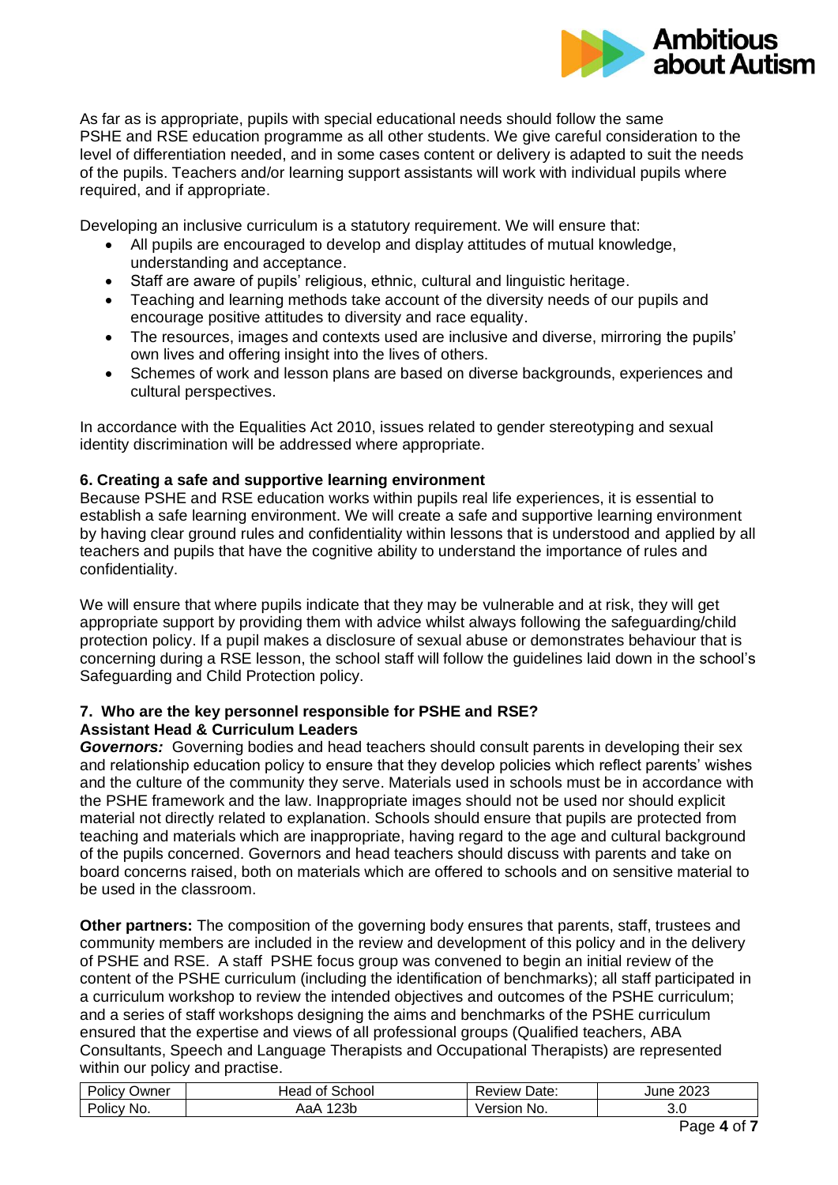As far as is appropriate, pupils with special educational needs should follow the same PSHE and RSE education programme as all other students. We give careful consideration to the level of differentiation needed, and in some cases content or delivery is adapted to suit the needs of the pupils. Teachers and/or learning support assistants will work with individual pupils where required, and if appropriate.

Developing an inclusive curriculum is a statutory requirement. We will ensure that:

- All pupils are encouraged to develop and display attitudes of mutual knowledge, understanding and acceptance.
- Staff are aware of pupils' religious, ethnic, cultural and linguistic heritage.
- Teaching and learning methods take account of the diversity needs of our pupils and encourage positive attitudes to diversity and race equality.
- The resources, images and contexts used are inclusive and diverse, mirroring the pupils' own lives and offering insight into the lives of others.
- Schemes of work and lesson plans are based on diverse backgrounds, experiences and cultural perspectives.

In accordance with the Equalities Act 2010, issues related to gender stereotyping and sexual identity discrimination will be addressed where appropriate.

**6. Creating a safe and supportive learning environment**

Because PSHE and RSE education works within pupils real life experiences, it is essential to establish a safe learning environment. We will create a safe and supportive learning environment by having clear ground rules and confidentiality within lessons that is understood and applied by all teachers and pupils that have the cognitive ability to understand the importance of rules and confidentiality.

We will ensure that where pupils indicate that they may be vulnerable and at risk, they will get appropriate support by providing them with advice whilst always following the safeguarding/child protection policy. If a pupil makes a disclosure of sexual abuse or demonstrates behaviour that is concerning during a RSE lesson, the school staff will follow the guidelines laid down in the school's Safeguarding and Child Protection policy.

**7. Who are the key personnel responsible for PSHE and RSE?**
**Assistant Head & Curriculum Leaders**

***Governors:*** Governing bodies and head teachers should consult parents in developing their sex and relationship education policy to ensure that they develop policies which reflect parents' wishes and the culture of the community they serve. Materials used in schools must be in accordance with the PSHE framework and the law. Inappropriate images should not be used nor should explicit material not directly related to explanation. Schools should ensure that pupils are protected from teaching and materials which are inappropriate, having regard to the age and cultural background of the pupils concerned. Governors and head teachers should discuss with parents and take on board concerns raised, both on materials which are offered to schools and on sensitive material to be used in the classroom.

**Other partners:** The composition of the governing body ensures that parents, staff, trustees and community members are included in the review and development of this policy and in the delivery of PSHE and RSE. A staff PSHE focus group was convened to begin an initial review of the content of the PSHE curriculum (including the identification of benchmarks); all staff participated in a curriculum workshop to review the intended objectives and outcomes of the PSHE curriculum; and a series of staff workshops designing the aims and benchmarks of the PSHE curriculum ensured that the expertise and views of all professional groups (Qualified teachers, ABA Consultants, Speech and Language Therapists and Occupational Therapists) are represented within our policy and practise.

| Policy Owner | Head of School | Review Date: | June 2023 |
|---|---|---|---|
| Policy No. | AaA 123b | Version No. | 3.0 |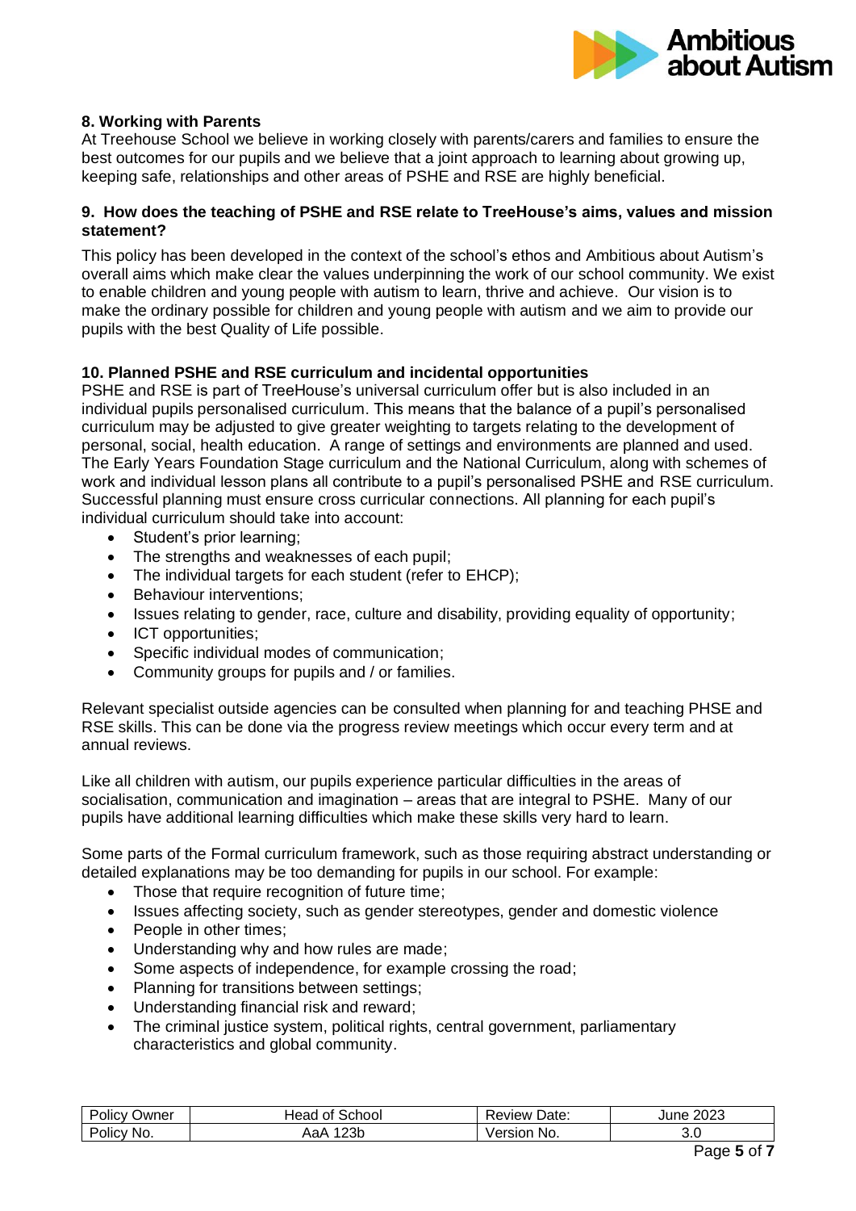## 8. Working with Parents

At Treehouse School we believe in working closely with parents/carers and families to ensure the best outcomes for our pupils and we believe that a joint approach to learning about growing up, keeping safe, relationships and other areas of PSHE and RSE are highly beneficial.

## 9. How does the teaching of PSHE and RSE relate to TreeHouse's aims, values and mission statement?

This policy has been developed in the context of the school's ethos and Ambitious about Autism's overall aims which make clear the values underpinning the work of our school community. We exist to enable children and young people with autism to learn, thrive and achieve. Our vision is to make the ordinary possible for children and young people with autism and we aim to provide our pupils with the best Quality of Life possible.

## 10. Planned PSHE and RSE curriculum and incidental opportunities

PSHE and RSE is part of TreeHouse's universal curriculum offer but is also included in an individual pupils personalised curriculum. This means that the balance of a pupil's personalised curriculum may be adjusted to give greater weighting to targets relating to the development of personal, social, health education. A range of settings and environments are planned and used. The Early Years Foundation Stage curriculum and the National Curriculum, along with schemes of work and individual lesson plans all contribute to a pupil's personalised PSHE and RSE curriculum. Successful planning must ensure cross curricular connections. All planning for each pupil's individual curriculum should take into account:

- Student's prior learning;
- The strengths and weaknesses of each pupil;
- The individual targets for each student (refer to EHCP);
- Behaviour interventions;
- Issues relating to gender, race, culture and disability, providing equality of opportunity;
- ICT opportunities;
- Specific individual modes of communication;
- Community groups for pupils and / or families.

Relevant specialist outside agencies can be consulted when planning for and teaching PHSE and RSE skills. This can be done via the progress review meetings which occur every term and at annual reviews.

Like all children with autism, our pupils experience particular difficulties in the areas of socialisation, communication and imagination – areas that are integral to PSHE. Many of our pupils have additional learning difficulties which make these skills very hard to learn.

Some parts of the Formal curriculum framework, such as those requiring abstract understanding or detailed explanations may be too demanding for pupils in our school. For example:

- Those that require recognition of future time;
- Issues affecting society, such as gender stereotypes, gender and domestic violence
- People in other times;
- Understanding why and how rules are made;
- Some aspects of independence, for example crossing the road;
- Planning for transitions between settings;
- Understanding financial risk and reward;
- The criminal justice system, political rights, central government, parliamentary characteristics and global community.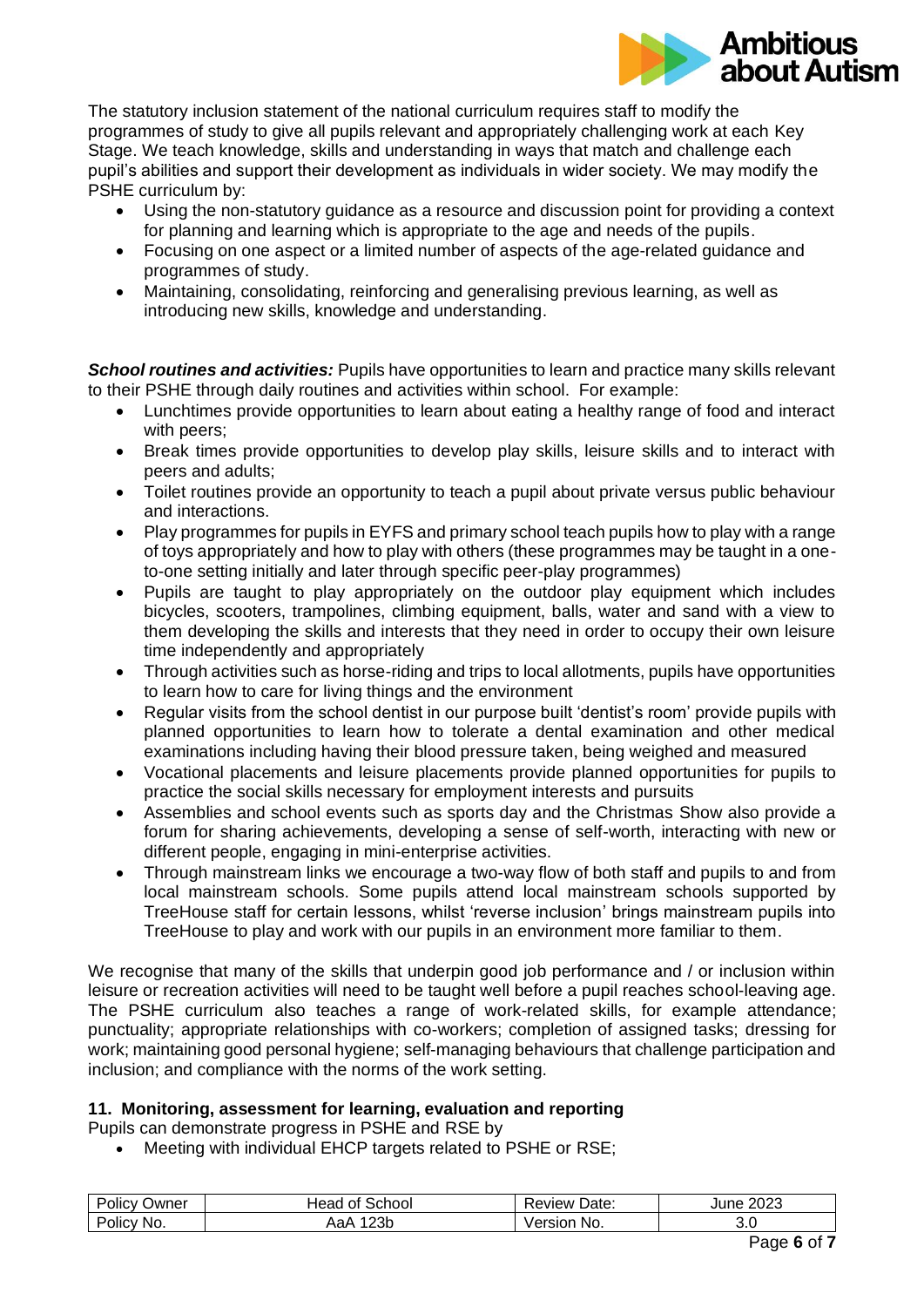The statutory inclusion statement of the national curriculum requires staff to modify the programmes of study to give all pupils relevant and appropriately challenging work at each Key Stage. We teach knowledge, skills and understanding in ways that match and challenge each pupil's abilities and support their development as individuals in wider society. We may modify the PSHE curriculum by:

- Using the non-statutory guidance as a resource and discussion point for providing a context for planning and learning which is appropriate to the age and needs of the pupils.
- Focusing on one aspect or a limited number of aspects of the age-related guidance and programmes of study.
- Maintaining, consolidating, reinforcing and generalising previous learning, as well as introducing new skills, knowledge and understanding.

***School routines and activities:*** Pupils have opportunities to learn and practice many skills relevant to their PSHE through daily routines and activities within school. For example:

- Lunchtimes provide opportunities to learn about eating a healthy range of food and interact with peers;
- Break times provide opportunities to develop play skills, leisure skills and to interact with peers and adults;
- Toilet routines provide an opportunity to teach a pupil about private versus public behaviour and interactions.
- Play programmes for pupils in EYFS and primary school teach pupils how to play with a range of toys appropriately and how to play with others (these programmes may be taught in a one-to-one setting initially and later through specific peer-play programmes)
- Pupils are taught to play appropriately on the outdoor play equipment which includes bicycles, scooters, trampolines, climbing equipment, balls, water and sand with a view to them developing the skills and interests that they need in order to occupy their own leisure time independently and appropriately
- Through activities such as horse-riding and trips to local allotments, pupils have opportunities to learn how to care for living things and the environment
- Regular visits from the school dentist in our purpose built 'dentist's room' provide pupils with planned opportunities to learn how to tolerate a dental examination and other medical examinations including having their blood pressure taken, being weighed and measured
- Vocational placements and leisure placements provide planned opportunities for pupils to practice the social skills necessary for employment interests and pursuits
- Assemblies and school events such as sports day and the Christmas Show also provide a forum for sharing achievements, developing a sense of self-worth, interacting with new or different people, engaging in mini-enterprise activities.
- Through mainstream links we encourage a two-way flow of both staff and pupils to and from local mainstream schools. Some pupils attend local mainstream schools supported by TreeHouse staff for certain lessons, whilst 'reverse inclusion' brings mainstream pupils into TreeHouse to play and work with our pupils in an environment more familiar to them.

We recognise that many of the skills that underpin good job performance and / or inclusion within leisure or recreation activities will need to be taught well before a pupil reaches school-leaving age. The PSHE curriculum also teaches a range of work-related skills, for example attendance; punctuality; appropriate relationships with co-workers; completion of assigned tasks; dressing for work; maintaining good personal hygiene; self-managing behaviours that challenge participation and inclusion; and compliance with the norms of the work setting.

### 11. Monitoring, assessment for learning, evaluation and reporting

Pupils can demonstrate progress in PSHE and RSE by

- Meeting with individual EHCP targets related to PSHE or RSE;

| Policy Owner | Head of School | Review Date: | June 2023 |
|---|---|---|---|
| Policy No. | AaA 123b | Version No. | 3.0 |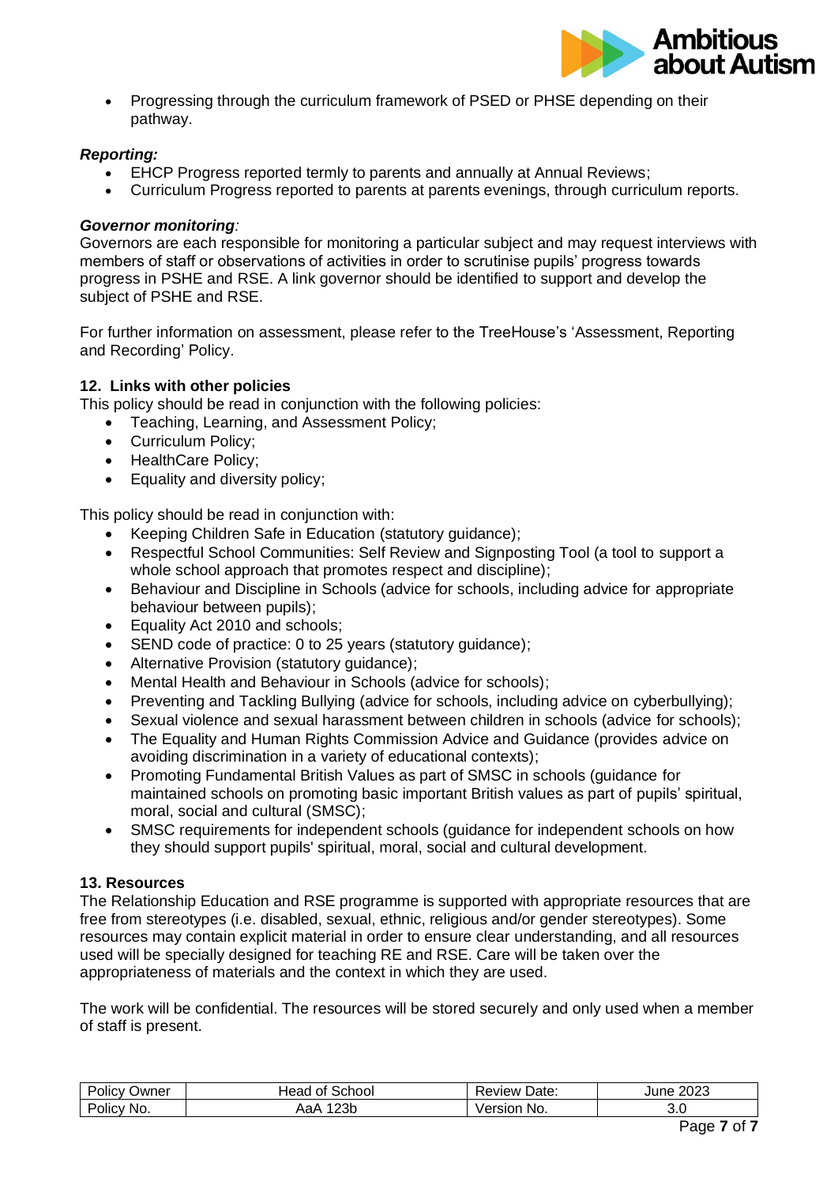- Progressing through the curriculum framework of PSED or PHSE depending on their pathway.

***Reporting:***

- EHCP Progress reported termly to parents and annually at Annual Reviews;
- Curriculum Progress reported to parents at parents evenings, through curriculum reports.

***Governor monitoring****:*

Governors are each responsible for monitoring a particular subject and may request interviews with members of staff or observations of activities in order to scrutinise pupils' progress towards progress in PSHE and RSE. A link governor should be identified to support and develop the subject of PSHE and RSE.

For further information on assessment, please refer to the TreeHouse's 'Assessment, Reporting and Recording' Policy.

## 12. Links with other policies

This policy should be read in conjunction with the following policies:

- Teaching, Learning, and Assessment Policy;
- Curriculum Policy;
- HealthCare Policy;
- Equality and diversity policy;

This policy should be read in conjunction with:

- Keeping Children Safe in Education (statutory guidance);
- Respectful School Communities: Self Review and Signposting Tool (a tool to support a whole school approach that promotes respect and discipline);
- Behaviour and Discipline in Schools (advice for schools, including advice for appropriate behaviour between pupils);
- Equality Act 2010 and schools;
- SEND code of practice: 0 to 25 years (statutory guidance);
- Alternative Provision (statutory guidance);
- Mental Health and Behaviour in Schools (advice for schools);
- Preventing and Tackling Bullying (advice for schools, including advice on cyberbullying);
- Sexual violence and sexual harassment between children in schools (advice for schools);
- The Equality and Human Rights Commission Advice and Guidance (provides advice on avoiding discrimination in a variety of educational contexts);
- Promoting Fundamental British Values as part of SMSC in schools (guidance for maintained schools on promoting basic important British values as part of pupils' spiritual, moral, social and cultural (SMSC);
- SMSC requirements for independent schools (guidance for independent schools on how they should support pupils' spiritual, moral, social and cultural development.

## 13. Resources

The Relationship Education and RSE programme is supported with appropriate resources that are free from stereotypes (i.e. disabled, sexual, ethnic, religious and/or gender stereotypes). Some resources may contain explicit material in order to ensure clear understanding, and all resources used will be specially designed for teaching RE and RSE. Care will be taken over the appropriateness of materials and the context in which they are used.

The work will be confidential. The resources will be stored securely and only used when a member of staff is present.